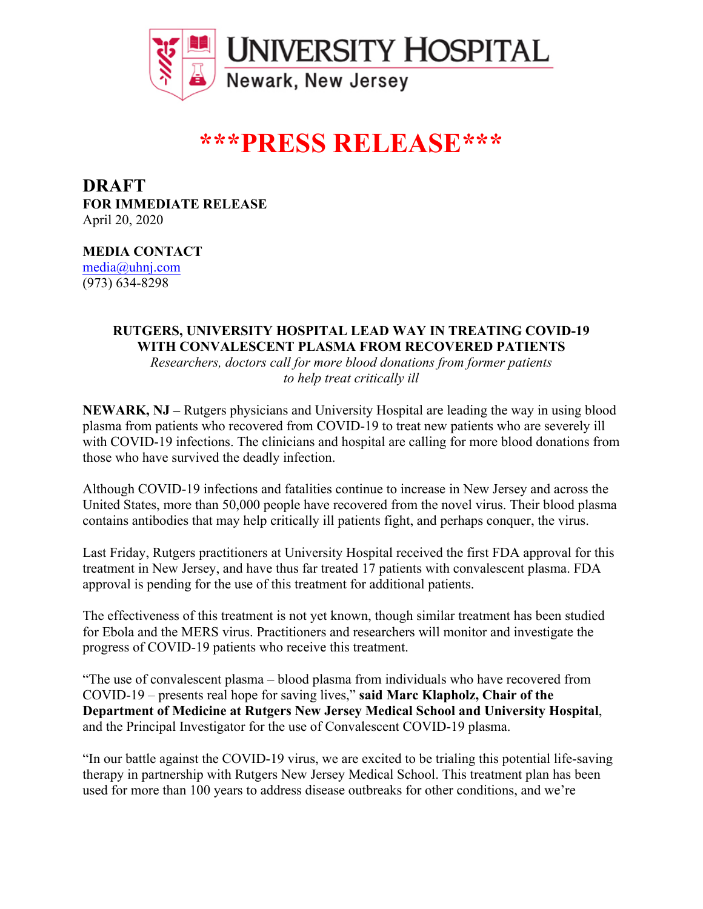# UNIVERSITY HOSPITAL
Newark, New Jersey

# ***PRESS RELEASE***

## DRAFT

**FOR IMMEDIATE RELEASE**
April 20, 2020

**MEDIA CONTACT**
media@uhnj.com
(973) 634-8298

**RUTGERS, UNIVERSITY HOSPITAL LEAD WAY IN TREATING COVID-19 WITH CONVALESCENT PLASMA FROM RECOVERED PATIENTS**

*Researchers, doctors call for more blood donations from former patients to help treat critically ill*

**NEWARK, NJ –** Rutgers physicians and University Hospital are leading the way in using blood plasma from patients who recovered from COVID-19 to treat new patients who are severely ill with COVID-19 infections. The clinicians and hospital are calling for more blood donations from those who have survived the deadly infection.

Although COVID-19 infections and fatalities continue to increase in New Jersey and across the United States, more than 50,000 people have recovered from the novel virus. Their blood plasma contains antibodies that may help critically ill patients fight, and perhaps conquer, the virus.

Last Friday, Rutgers practitioners at University Hospital received the first FDA approval for this treatment in New Jersey, and have thus far treated 17 patients with convalescent plasma. FDA approval is pending for the use of this treatment for additional patients.

The effectiveness of this treatment is not yet known, though similar treatment has been studied for Ebola and the MERS virus. Practitioners and researchers will monitor and investigate the progress of COVID-19 patients who receive this treatment.

"The use of convalescent plasma – blood plasma from individuals who have recovered from COVID-19 – presents real hope for saving lives," **said Marc Klapholz, Chair of the Department of Medicine at Rutgers New Jersey Medical School and University Hospital**, and the Principal Investigator for the use of Convalescent COVID-19 plasma.

"In our battle against the COVID-19 virus, we are excited to be trialing this potential life-saving therapy in partnership with Rutgers New Jersey Medical School. This treatment plan has been used for more than 100 years to address disease outbreaks for other conditions, and we're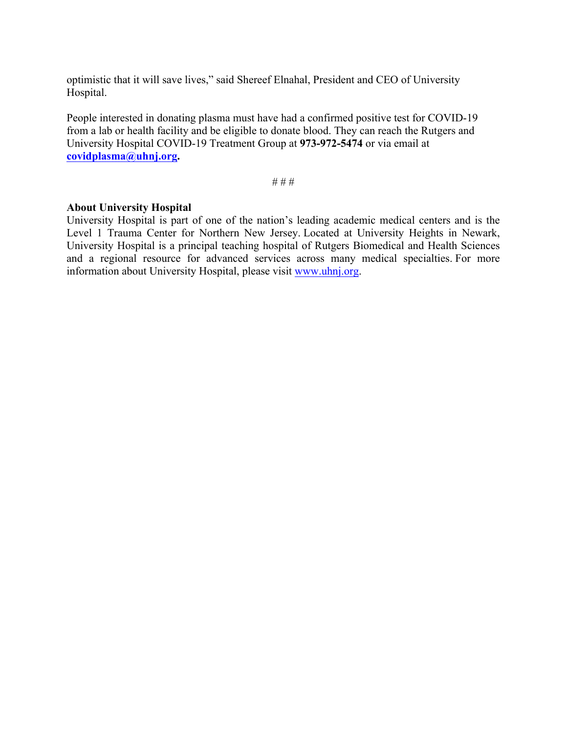optimistic that it will save lives," said Shereef Elnahal, President and CEO of University Hospital.

People interested in donating plasma must have had a confirmed positive test for COVID-19 from a lab or health facility and be eligible to donate blood. They can reach the Rutgers and University Hospital COVID-19 Treatment Group at **973-972-5474** or via email at **covidplasma@uhnj.org.**

# # #

**About University Hospital**
University Hospital is part of one of the nation's leading academic medical centers and is the Level 1 Trauma Center for Northern New Jersey. Located at University Heights in Newark, University Hospital is a principal teaching hospital of Rutgers Biomedical and Health Sciences and a regional resource for advanced services across many medical specialties. For more information about University Hospital, please visit www.uhnj.org.